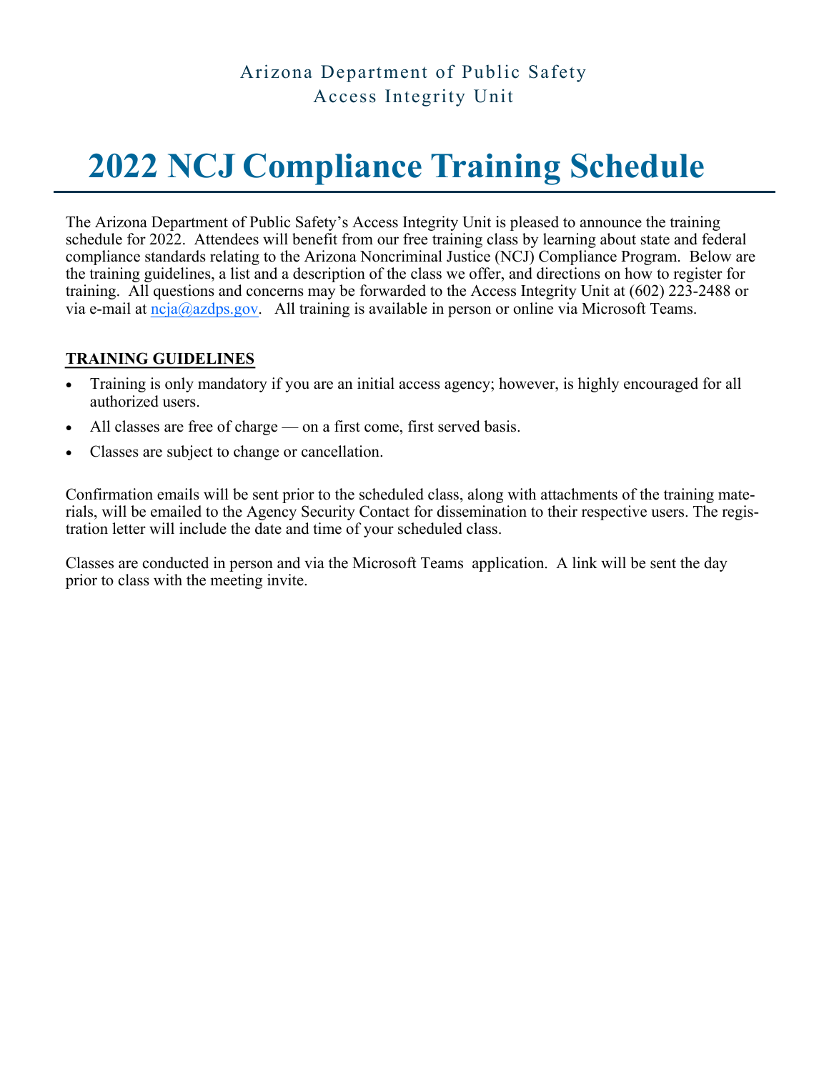Arizona Department of Public Safety
Access Integrity Unit

# 2022 NCJ Compliance Training Schedule

The Arizona Department of Public Safety's Access Integrity Unit is pleased to announce the training schedule for 2022. Attendees will benefit from our free training class by learning about state and federal compliance standards relating to the Arizona Noncriminal Justice (NCJ) Compliance Program. Below are the training guidelines, a list and a description of the class we offer, and directions on how to register for training. All questions and concerns may be forwarded to the Access Integrity Unit at (602) 223-2488 or via e-mail at ncja@azdps.gov. All training is available in person or online via Microsoft Teams.

## TRAINING GUIDELINES

- Training is only mandatory if you are an initial access agency; however, is highly encouraged for all authorized users.
- All classes are free of charge — on a first come, first served basis.
- Classes are subject to change or cancellation.

Confirmation emails will be sent prior to the scheduled class, along with attachments of the training materials, will be emailed to the Agency Security Contact for dissemination to their respective users. The registration letter will include the date and time of your scheduled class.

Classes are conducted in person and via the Microsoft Teams application. A link will be sent the day prior to class with the meeting invite.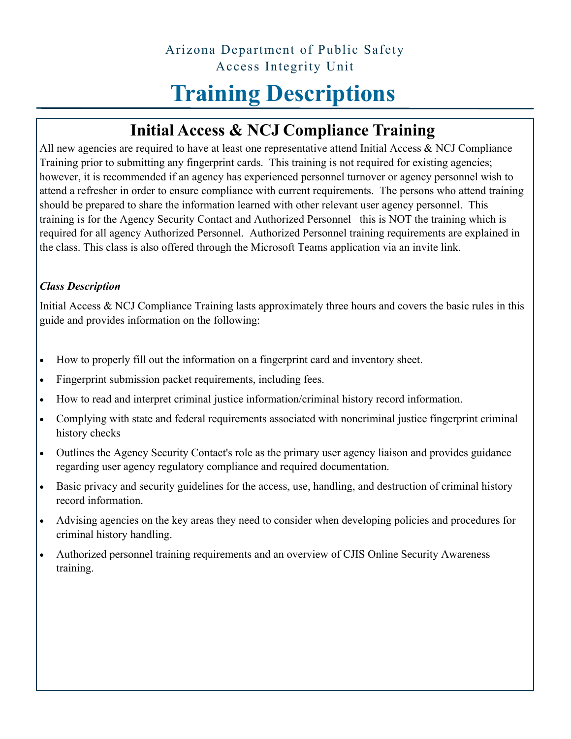Arizona Department of Public Safety
Access Integrity Unit

# Training Descriptions

## Initial Access & NCJ Compliance Training

All new agencies are required to have at least one representative attend Initial Access & NCJ Compliance Training prior to submitting any fingerprint cards. This training is not required for existing agencies; however, it is recommended if an agency has experienced personnel turnover or agency personnel wish to attend a refresher in order to ensure compliance with current requirements. The persons who attend training should be prepared to share the information learned with other relevant user agency personnel. This training is for the Agency Security Contact and Authorized Personnel– this is NOT the training which is required for all agency Authorized Personnel. Authorized Personnel training requirements are explained in the class. This class is also offered through the Microsoft Teams application via an invite link.

***Class Description***

Initial Access & NCJ Compliance Training lasts approximately three hours and covers the basic rules in this guide and provides information on the following:

- How to properly fill out the information on a fingerprint card and inventory sheet.
- Fingerprint submission packet requirements, including fees.
- How to read and interpret criminal justice information/criminal history record information.
- Complying with state and federal requirements associated with noncriminal justice fingerprint criminal history checks
- Outlines the Agency Security Contact's role as the primary user agency liaison and provides guidance regarding user agency regulatory compliance and required documentation.
- Basic privacy and security guidelines for the access, use, handling, and destruction of criminal history record information.
- Advising agencies on the key areas they need to consider when developing policies and procedures for criminal history handling.
- Authorized personnel training requirements and an overview of CJIS Online Security Awareness training.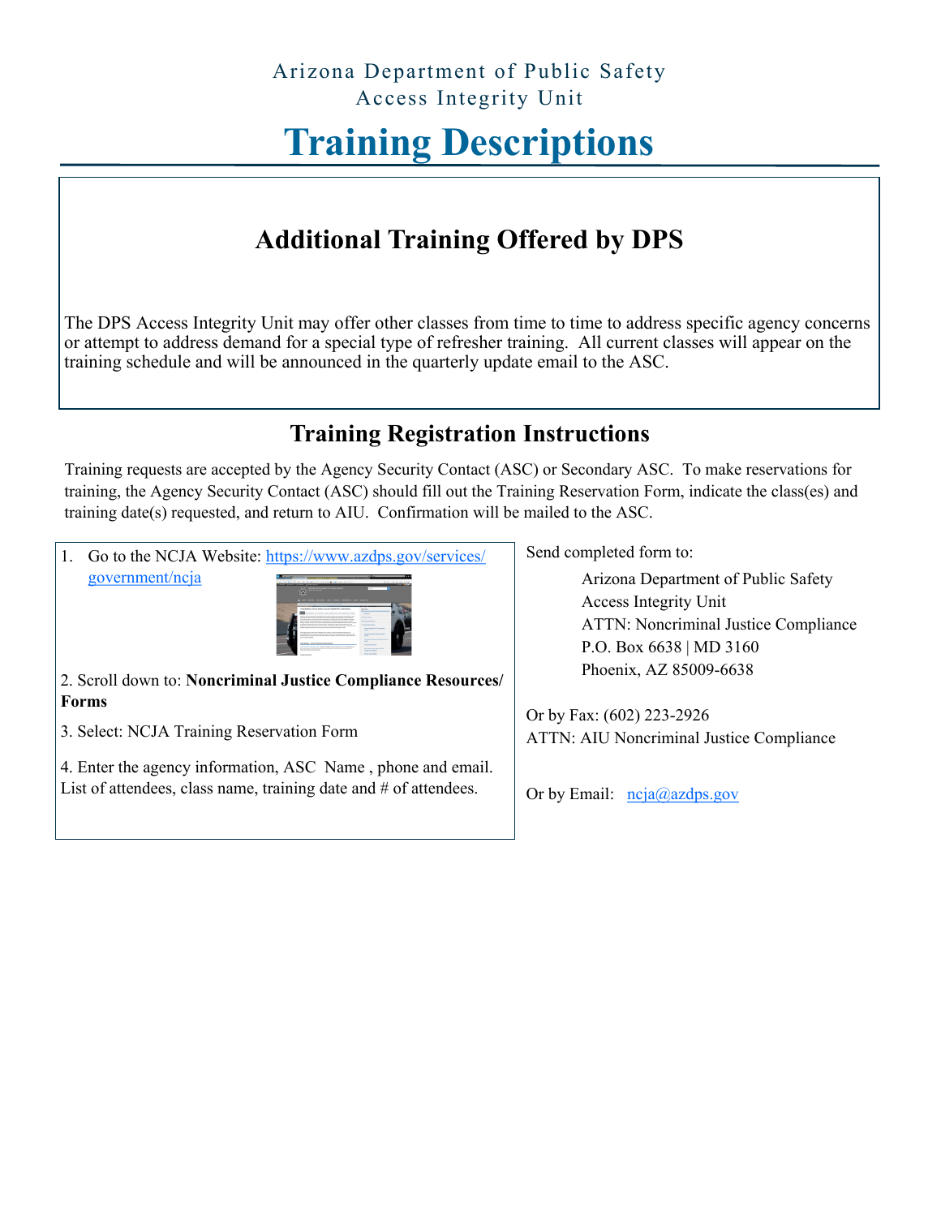Arizona Department of Public Safety
Access Integrity Unit

# Training Descriptions

## Additional Training Offered by DPS

The DPS Access Integrity Unit may offer other classes from time to time to address specific agency concerns or attempt to address demand for a special type of refresher training. All current classes will appear on the training schedule and will be announced in the quarterly update email to the ASC.

## Training Registration Instructions

Training requests are accepted by the Agency Security Contact (ASC) or Secondary ASC. To make reservations for training, the Agency Security Contact (ASC) should fill out the Training Reservation Form, indicate the class(es) and training date(s) requested, and return to AIU. Confirmation will be mailed to the ASC.

1. Go to the NCJA Website: [https://www.azdps.gov/services/government/ncja](https://www.azdps.gov/services/government/ncja)

2. Scroll down to: **Noncriminal Justice Compliance Resources/ Forms**

3. Select: NCJA Training Reservation Form

4. Enter the agency information, ASC Name , phone and email. List of attendees, class name, training date and # of attendees.

Send completed form to:

Arizona Department of Public Safety
Access Integrity Unit
ATTN: Noncriminal Justice Compliance
P.O. Box 6638 | MD 3160
Phoenix, AZ 85009-6638

Or by Fax: (602) 223-2926
ATTN: AIU Noncriminal Justice Compliance

Or by Email: [ncja@azdps.gov](mailto:ncja@azdps.gov)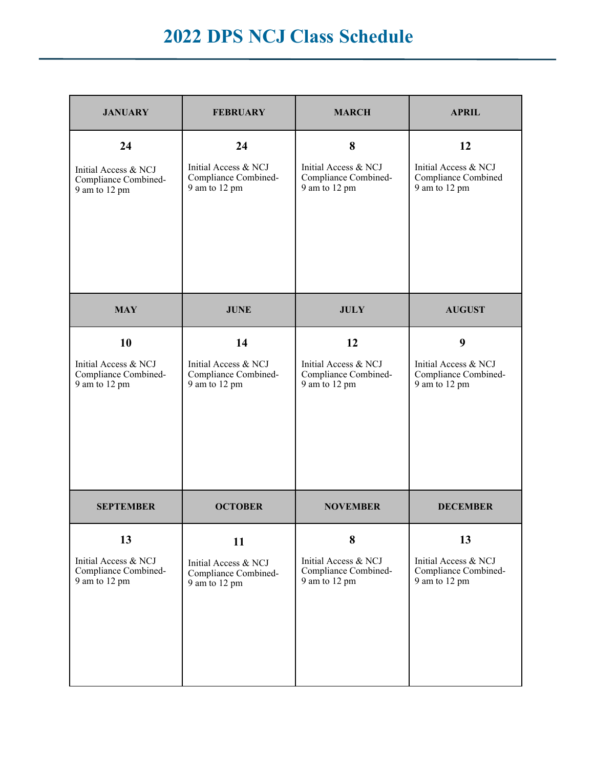# 2022 DPS NCJ Class Schedule

| JANUARY | FEBRUARY | MARCH | APRIL |
|---|---|---|---|
| **24**<br>Initial Access & NCJ Compliance Combined-9 am to 12 pm | **24**<br>Initial Access & NCJ Compliance Combined-9 am to 12 pm | **8**<br>Initial Access & NCJ Compliance Combined-9 am to 12 pm | **12**<br>Initial Access & NCJ Compliance Combined 9 am to 12 pm |
| **MAY** | **JUNE** | **JULY** | **AUGUST** |
| **10**<br>Initial Access & NCJ Compliance Combined-9 am to 12 pm | **14**<br>Initial Access & NCJ Compliance Combined-9 am to 12 pm | **12**<br>Initial Access & NCJ Compliance Combined-9 am to 12 pm | **9**<br>Initial Access & NCJ Compliance Combined-9 am to 12 pm |
| **SEPTEMBER** | **OCTOBER** | **NOVEMBER** | **DECEMBER** |
| **13**<br>Initial Access & NCJ Compliance Combined-9 am to 12 pm | **11**<br>Initial Access & NCJ Compliance Combined-9 am to 12 pm | **8**<br>Initial Access & NCJ Compliance Combined-9 am to 12 pm | **13**<br>Initial Access & NCJ Compliance Combined-9 am to 12 pm |